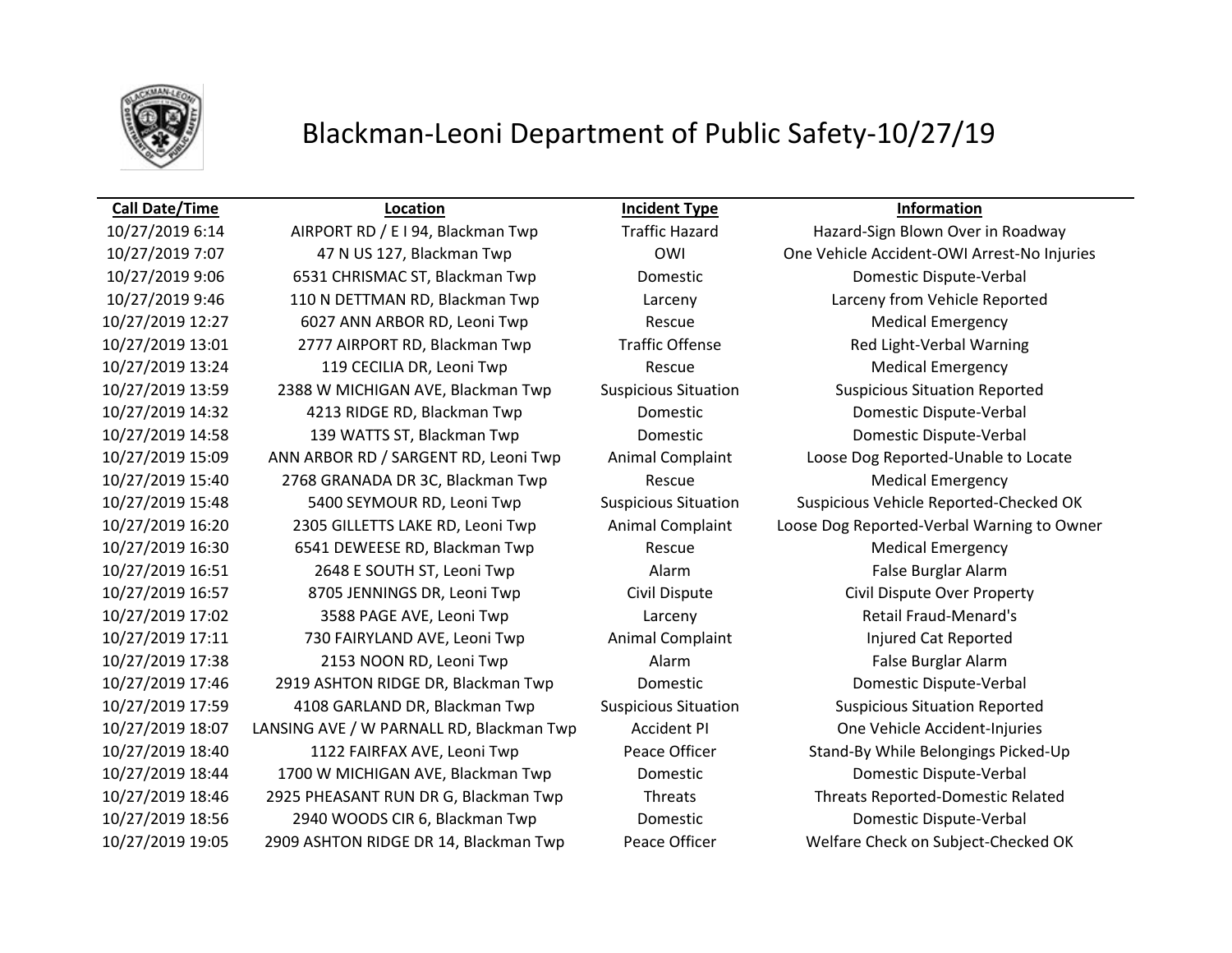# Blackman-Leoni Department of Public Safety-10/27/19

| Call Date/Time | Location | Incident Type | Information |
|---|---|---|---|
| 10/27/2019 6:14 | AIRPORT RD / E I 94, Blackman Twp | Traffic Hazard | Hazard-Sign Blown Over in Roadway |
| 10/27/2019 7:07 | 47 N US 127, Blackman Twp | OWI | One Vehicle Accident-OWI Arrest-No Injuries |
| 10/27/2019 9:06 | 6531 CHRISMAC ST, Blackman Twp | Domestic | Domestic Dispute-Verbal |
| 10/27/2019 9:46 | 110 N DETTMAN RD, Blackman Twp | Larceny | Larceny from Vehicle Reported |
| 10/27/2019 12:27 | 6027 ANN ARBOR RD, Leoni Twp | Rescue | Medical Emergency |
| 10/27/2019 13:01 | 2777 AIRPORT RD, Blackman Twp | Traffic Offense | Red Light-Verbal Warning |
| 10/27/2019 13:24 | 119 CECILIA DR, Leoni Twp | Rescue | Medical Emergency |
| 10/27/2019 13:59 | 2388 W MICHIGAN AVE, Blackman Twp | Suspicious Situation | Suspicious Situation Reported |
| 10/27/2019 14:32 | 4213 RIDGE RD, Blackman Twp | Domestic | Domestic Dispute-Verbal |
| 10/27/2019 14:58 | 139 WATTS ST, Blackman Twp | Domestic | Domestic Dispute-Verbal |
| 10/27/2019 15:09 | ANN ARBOR RD / SARGENT RD, Leoni Twp | Animal Complaint | Loose Dog Reported-Unable to Locate |
| 10/27/2019 15:40 | 2768 GRANADA DR 3C, Blackman Twp | Rescue | Medical Emergency |
| 10/27/2019 15:48 | 5400 SEYMOUR RD, Leoni Twp | Suspicious Situation | Suspicious Vehicle Reported-Checked OK |
| 10/27/2019 16:20 | 2305 GILLETTS LAKE RD, Leoni Twp | Animal Complaint | Loose Dog Reported-Verbal Warning to Owner |
| 10/27/2019 16:30 | 6541 DEWEESE RD, Blackman Twp | Rescue | Medical Emergency |
| 10/27/2019 16:51 | 2648 E SOUTH ST, Leoni Twp | Alarm | False Burglar Alarm |
| 10/27/2019 16:57 | 8705 JENNINGS DR, Leoni Twp | Civil Dispute | Civil Dispute Over Property |
| 10/27/2019 17:02 | 3588 PAGE AVE, Leoni Twp | Larceny | Retail Fraud-Menard's |
| 10/27/2019 17:11 | 730 FAIRYLAND AVE, Leoni Twp | Animal Complaint | Injured Cat Reported |
| 10/27/2019 17:38 | 2153 NOON RD, Leoni Twp | Alarm | False Burglar Alarm |
| 10/27/2019 17:46 | 2919 ASHTON RIDGE DR, Blackman Twp | Domestic | Domestic Dispute-Verbal |
| 10/27/2019 17:59 | 4108 GARLAND DR, Blackman Twp | Suspicious Situation | Suspicious Situation Reported |
| 10/27/2019 18:07 | LANSING AVE / W PARNALL RD, Blackman Twp | Accident PI | One Vehicle Accident-Injuries |
| 10/27/2019 18:40 | 1122 FAIRFAX AVE, Leoni Twp | Peace Officer | Stand-By While Belongings Picked-Up |
| 10/27/2019 18:44 | 1700 W MICHIGAN AVE, Blackman Twp | Domestic | Domestic Dispute-Verbal |
| 10/27/2019 18:46 | 2925 PHEASANT RUN DR G, Blackman Twp | Threats | Threats Reported-Domestic Related |
| 10/27/2019 18:56 | 2940 WOODS CIR 6, Blackman Twp | Domestic | Domestic Dispute-Verbal |
| 10/27/2019 19:05 | 2909 ASHTON RIDGE DR 14, Blackman Twp | Peace Officer | Welfare Check on Subject-Checked OK |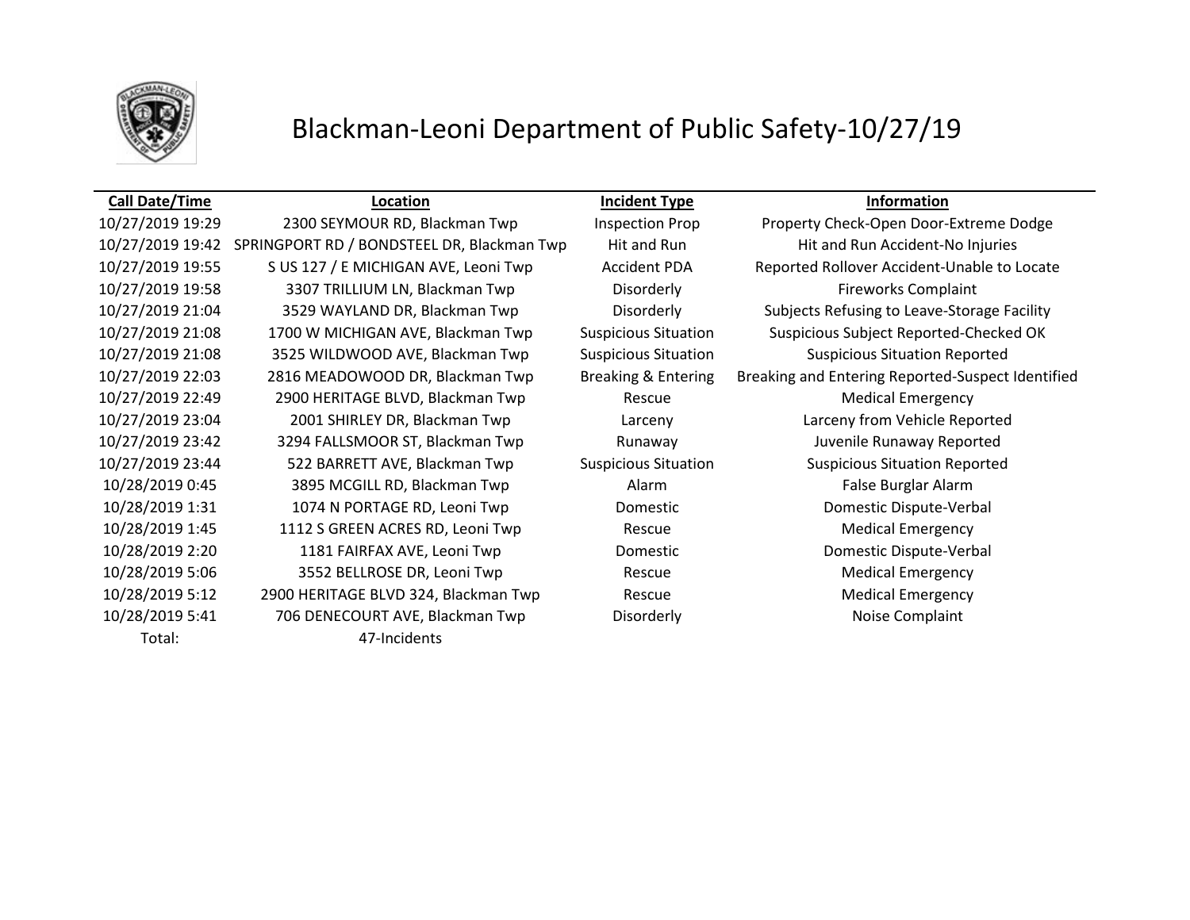# Blackman-Leoni Department of Public Safety-10/27/19

| Call Date/Time | Location | Incident Type | Information |
|---|---|---|---|
| 10/27/2019 19:29 | 2300 SEYMOUR RD, Blackman Twp | Inspection Prop | Property Check-Open Door-Extreme Dodge |
| 10/27/2019 19:42 | SPRINGPORT RD / BONDSTEEL DR, Blackman Twp | Hit and Run | Hit and Run Accident-No Injuries |
| 10/27/2019 19:55 | S US 127 / E MICHIGAN AVE, Leoni Twp | Accident PDA | Reported Rollover Accident-Unable to Locate |
| 10/27/2019 19:58 | 3307 TRILLIUM LN, Blackman Twp | Disorderly | Fireworks Complaint |
| 10/27/2019 21:04 | 3529 WAYLAND DR, Blackman Twp | Disorderly | Subjects Refusing to Leave-Storage Facility |
| 10/27/2019 21:08 | 1700 W MICHIGAN AVE, Blackman Twp | Suspicious Situation | Suspicious Subject Reported-Checked OK |
| 10/27/2019 21:08 | 3525 WILDWOOD AVE, Blackman Twp | Suspicious Situation | Suspicious Situation Reported |
| 10/27/2019 22:03 | 2816 MEADOWOOD DR, Blackman Twp | Breaking & Entering | Breaking and Entering Reported-Suspect Identified |
| 10/27/2019 22:49 | 2900 HERITAGE BLVD, Blackman Twp | Rescue | Medical Emergency |
| 10/27/2019 23:04 | 2001 SHIRLEY DR, Blackman Twp | Larceny | Larceny from Vehicle Reported |
| 10/27/2019 23:42 | 3294 FALLSMOOR ST, Blackman Twp | Runaway | Juvenile Runaway Reported |
| 10/27/2019 23:44 | 522 BARRETT AVE, Blackman Twp | Suspicious Situation | Suspicious Situation Reported |
| 10/28/2019 0:45 | 3895 MCGILL RD, Blackman Twp | Alarm | False Burglar Alarm |
| 10/28/2019 1:31 | 1074 N PORTAGE RD, Leoni Twp | Domestic | Domestic Dispute-Verbal |
| 10/28/2019 1:45 | 1112 S GREEN ACRES RD, Leoni Twp | Rescue | Medical Emergency |
| 10/28/2019 2:20 | 1181 FAIRFAX AVE, Leoni Twp | Domestic | Domestic Dispute-Verbal |
| 10/28/2019 5:06 | 3552 BELLROSE DR, Leoni Twp | Rescue | Medical Emergency |
| 10/28/2019 5:12 | 2900 HERITAGE BLVD 324, Blackman Twp | Rescue | Medical Emergency |
| 10/28/2019 5:41 | 706 DENECOURT AVE, Blackman Twp | Disorderly | Noise Complaint |
| Total: | 47-Incidents | | |